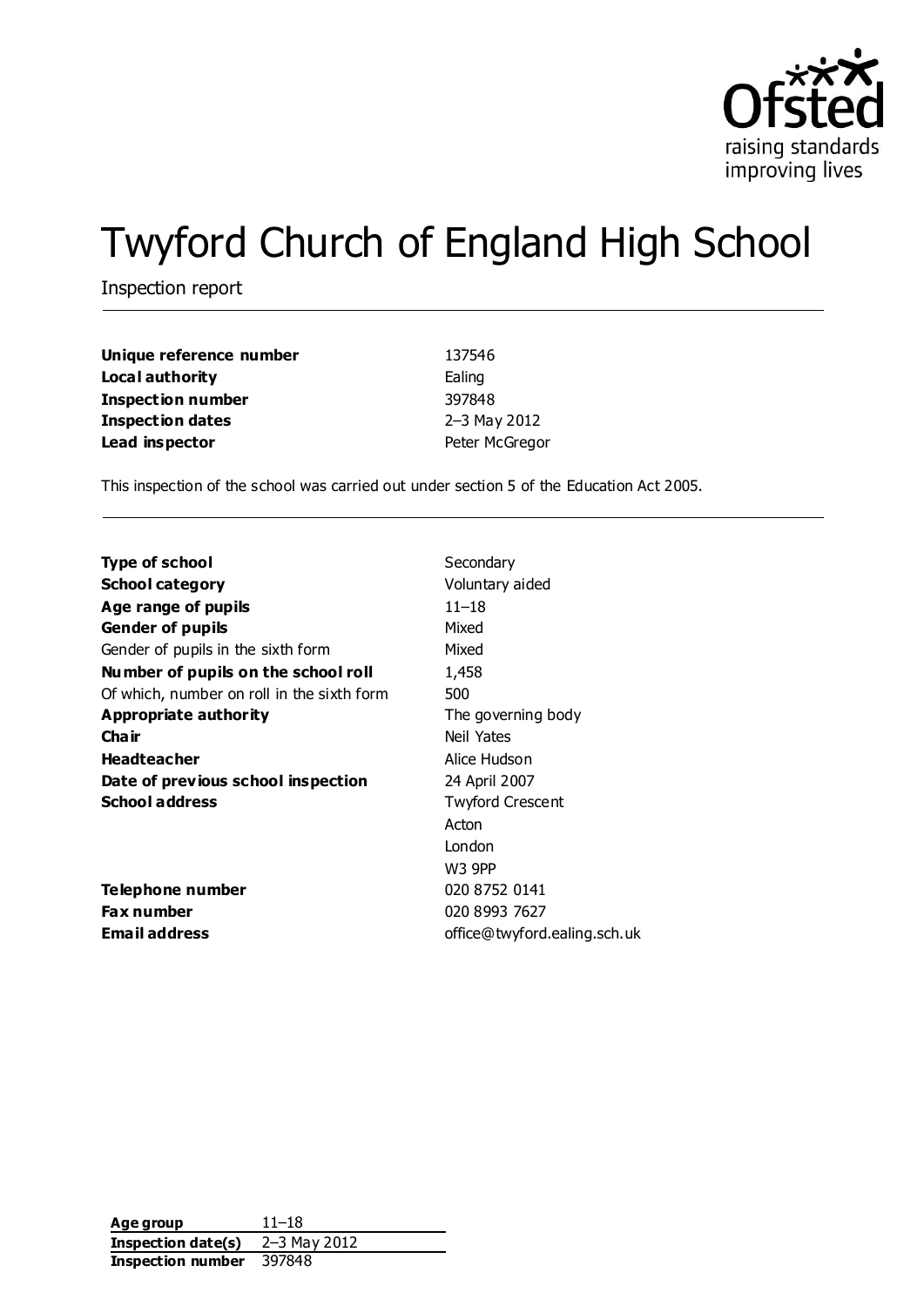# Twyford Church of England High School

Inspection report

| | |
|---|---|
| **Unique reference number** | 137546 |
| **Local authority** | Ealing |
| **Inspection number** | 397848 |
| **Inspection dates** | 2–3 May 2012 |
| **Lead inspector** | Peter McGregor |

This inspection of the school was carried out under section 5 of the Education Act 2005.

| | |
|---|---|
| **Type of school** | Secondary |
| **School category** | Voluntary aided |
| **Age range of pupils** | 11–18 |
| **Gender of pupils** | Mixed |
| Gender of pupils in the sixth form | Mixed |
| **Number of pupils on the school roll** | 1,458 |
| Of which, number on roll in the sixth form | 500 |
| **Appropriate authority** | The governing body |
| **Chair** | Neil Yates |
| **Headteacher** | Alice Hudson |
| **Date of previous school inspection** | 24 April 2007 |
| **School address** | Twyford Crescent<br>Acton<br>London<br>W3 9PP |
| **Telephone number** | 020 8752 0141 |
| **Fax number** | 020 8993 7627 |
| **Email address** | office@twyford.ealing.sch.uk |

| | |
|---|---|
| **Age group** | 11–18 |
| **Inspection date(s)** | 2–3 May 2012 |
| **Inspection number** | 397848 |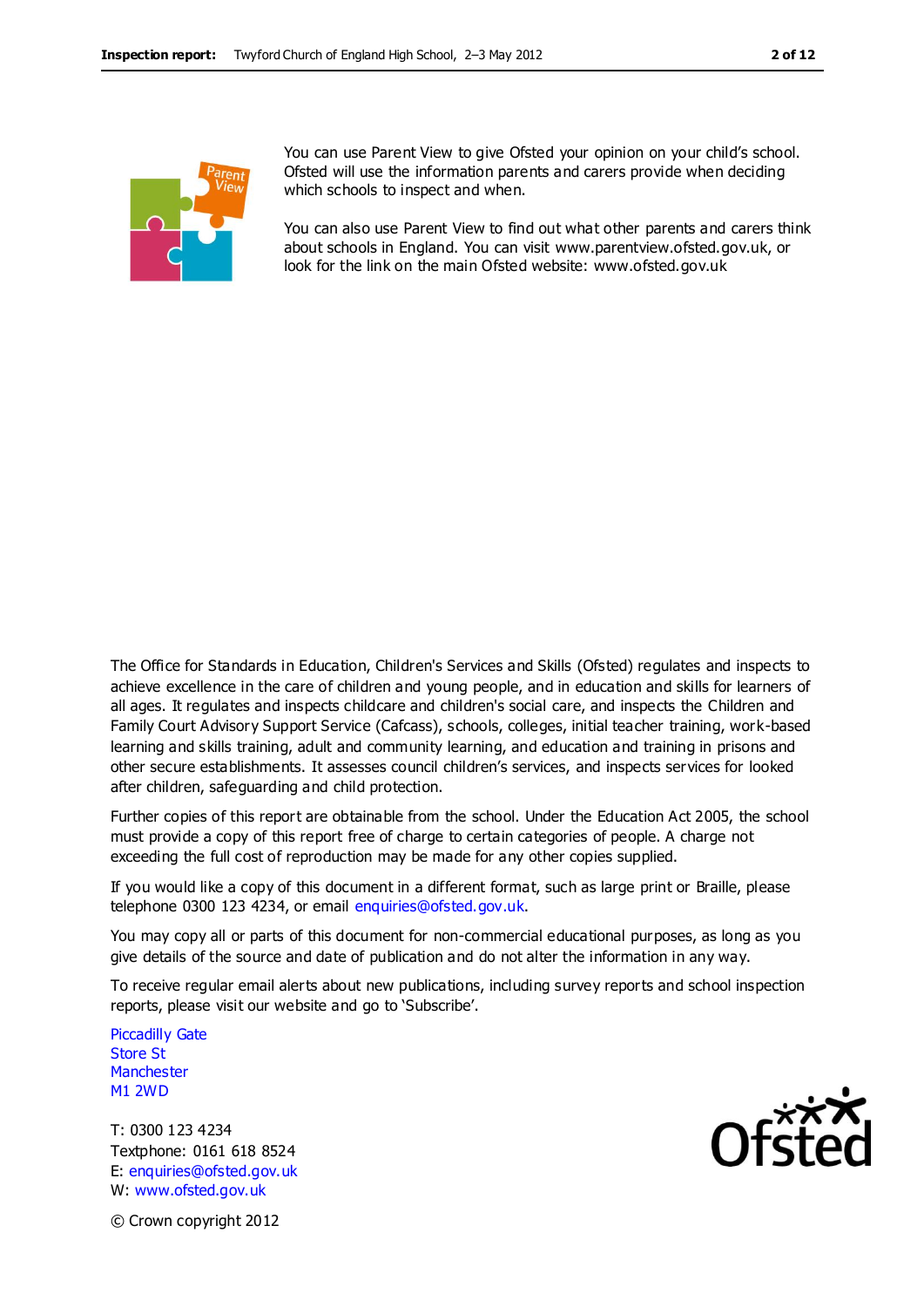You can use Parent View to give Ofsted your opinion on your child's school. Ofsted will use the information parents and carers provide when deciding which schools to inspect and when.

You can also use Parent View to find out what other parents and carers think about schools in England. You can visit www.parentview.ofsted.gov.uk, or look for the link on the main Ofsted website: www.ofsted.gov.uk

The Office for Standards in Education, Children's Services and Skills (Ofsted) regulates and inspects to achieve excellence in the care of children and young people, and in education and skills for learners of all ages. It regulates and inspects childcare and children's social care, and inspects the Children and Family Court Advisory Support Service (Cafcass), schools, colleges, initial teacher training, work-based learning and skills training, adult and community learning, and education and training in prisons and other secure establishments. It assesses council children's services, and inspects services for looked after children, safeguarding and child protection.

Further copies of this report are obtainable from the school. Under the Education Act 2005, the school must provide a copy of this report free of charge to certain categories of people. A charge not exceeding the full cost of reproduction may be made for any other copies supplied.

If you would like a copy of this document in a different format, such as large print or Braille, please telephone 0300 123 4234, or email enquiries@ofsted.gov.uk.

You may copy all or parts of this document for non-commercial educational purposes, as long as you give details of the source and date of publication and do not alter the information in any way.

To receive regular email alerts about new publications, including survey reports and school inspection reports, please visit our website and go to 'Subscribe'.

Piccadilly Gate
Store St
Manchester
M1 2WD

T: 0300 123 4234
Textphone: 0161 618 8524
E: enquiries@ofsted.gov.uk
W: www.ofsted.gov.uk

© Crown copyright 2012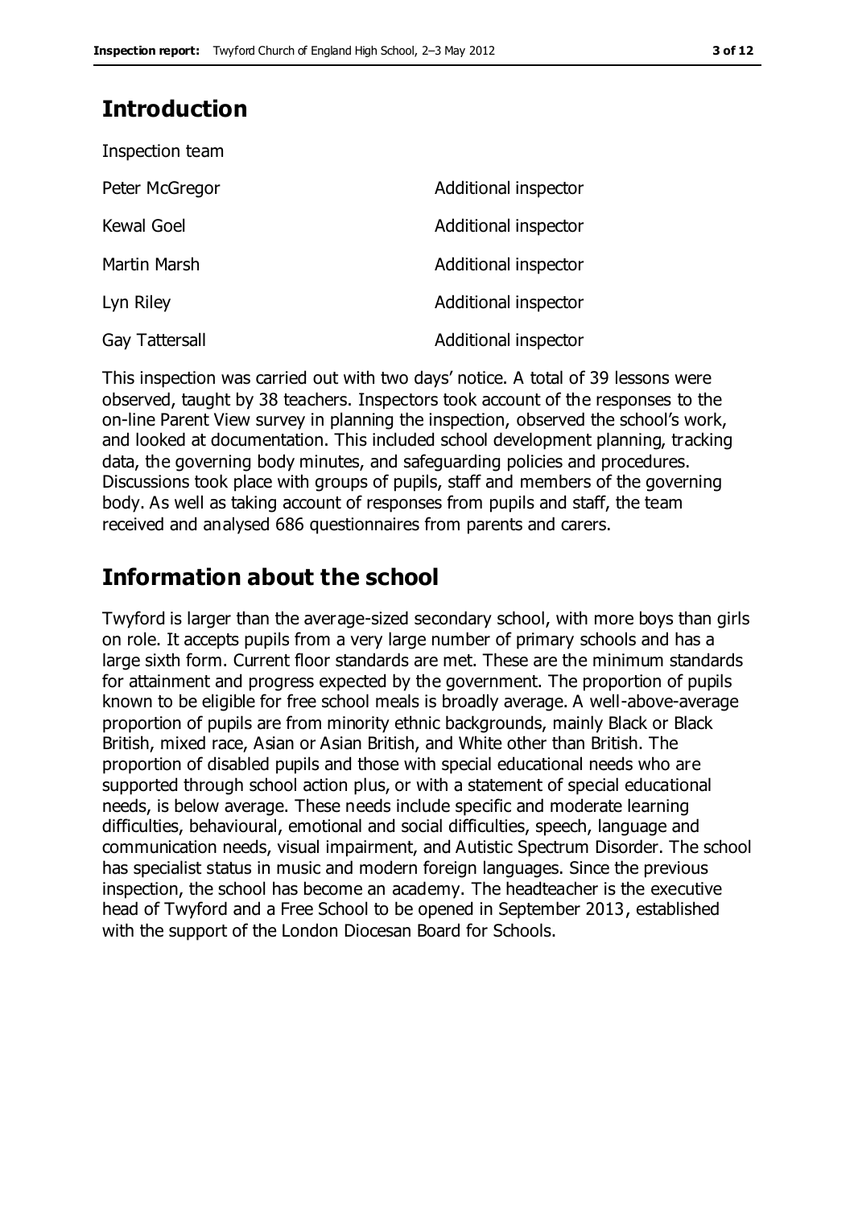## Introduction

Inspection team

| | |
|---|---|
| Peter McGregor | Additional inspector |
| Kewal Goel | Additional inspector |
| Martin Marsh | Additional inspector |
| Lyn Riley | Additional inspector |
| Gay Tattersall | Additional inspector |

This inspection was carried out with two days' notice. A total of 39 lessons were observed, taught by 38 teachers. Inspectors took account of the responses to the on-line Parent View survey in planning the inspection, observed the school's work, and looked at documentation. This included school development planning, tracking data, the governing body minutes, and safeguarding policies and procedures. Discussions took place with groups of pupils, staff and members of the governing body. As well as taking account of responses from pupils and staff, the team received and analysed 686 questionnaires from parents and carers.

## Information about the school

Twyford is larger than the average-sized secondary school, with more boys than girls on role. It accepts pupils from a very large number of primary schools and has a large sixth form. Current floor standards are met. These are the minimum standards for attainment and progress expected by the government. The proportion of pupils known to be eligible for free school meals is broadly average. A well-above-average proportion of pupils are from minority ethnic backgrounds, mainly Black or Black British, mixed race, Asian or Asian British, and White other than British. The proportion of disabled pupils and those with special educational needs who are supported through school action plus, or with a statement of special educational needs, is below average. These needs include specific and moderate learning difficulties, behavioural, emotional and social difficulties, speech, language and communication needs, visual impairment, and Autistic Spectrum Disorder. The school has specialist status in music and modern foreign languages. Since the previous inspection, the school has become an academy. The headteacher is the executive head of Twyford and a Free School to be opened in September 2013, established with the support of the London Diocesan Board for Schools.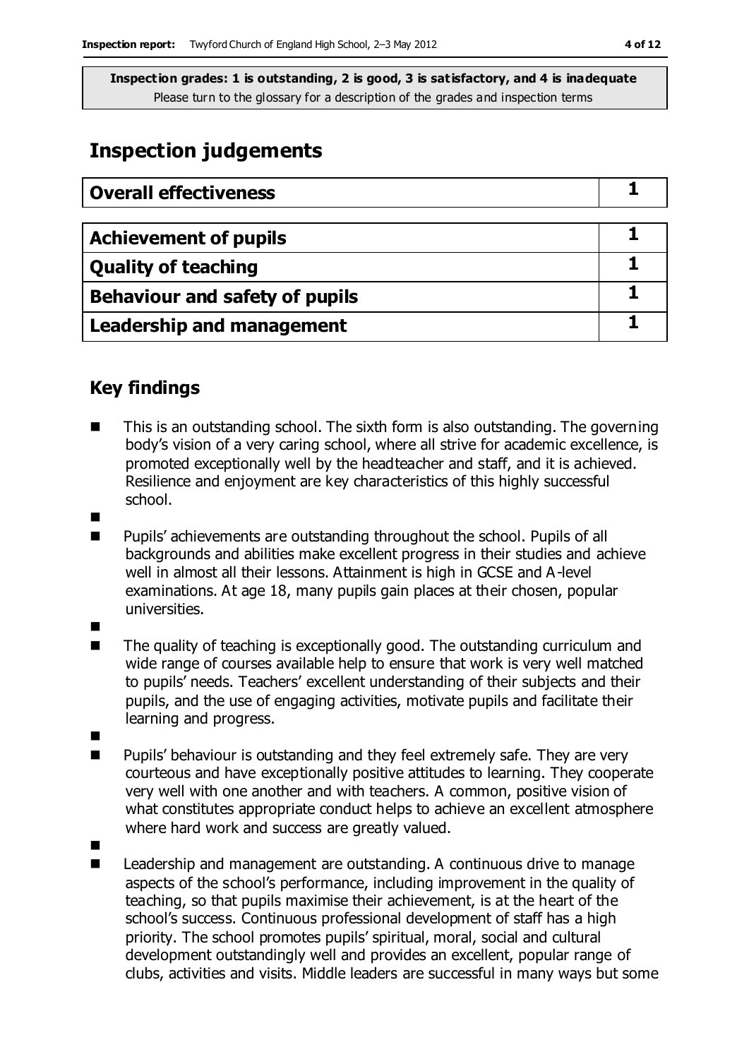**Inspection grades: 1 is outstanding, 2 is good, 3 is satisfactory, and 4 is inadequate**
Please turn to the glossary for a description of the grades and inspection terms

# Inspection judgements

| Overall effectiveness | 1 |
|---|---|

| Achievement of pupils | 1 |
|---|---|
| Quality of teaching | 1 |
| Behaviour and safety of pupils | 1 |
| Leadership and management | 1 |

## Key findings

- This is an outstanding school. The sixth form is also outstanding. The governing body's vision of a very caring school, where all strive for academic excellence, is promoted exceptionally well by the headteacher and staff, and it is achieved. Resilience and enjoyment are key characteristics of this highly successful school.
- Pupils' achievements are outstanding throughout the school. Pupils of all backgrounds and abilities make excellent progress in their studies and achieve well in almost all their lessons. Attainment is high in GCSE and A-level examinations. At age 18, many pupils gain places at their chosen, popular universities.
- The quality of teaching is exceptionally good. The outstanding curriculum and wide range of courses available help to ensure that work is very well matched to pupils' needs. Teachers' excellent understanding of their subjects and their pupils, and the use of engaging activities, motivate pupils and facilitate their learning and progress.
- Pupils' behaviour is outstanding and they feel extremely safe. They are very courteous and have exceptionally positive attitudes to learning. They cooperate very well with one another and with teachers. A common, positive vision of what constitutes appropriate conduct helps to achieve an excellent atmosphere where hard work and success are greatly valued.
- Leadership and management are outstanding. A continuous drive to manage aspects of the school's performance, including improvement in the quality of teaching, so that pupils maximise their achievement, is at the heart of the school's success. Continuous professional development of staff has a high priority. The school promotes pupils' spiritual, moral, social and cultural development outstandingly well and provides an excellent, popular range of clubs, activities and visits. Middle leaders are successful in many ways but some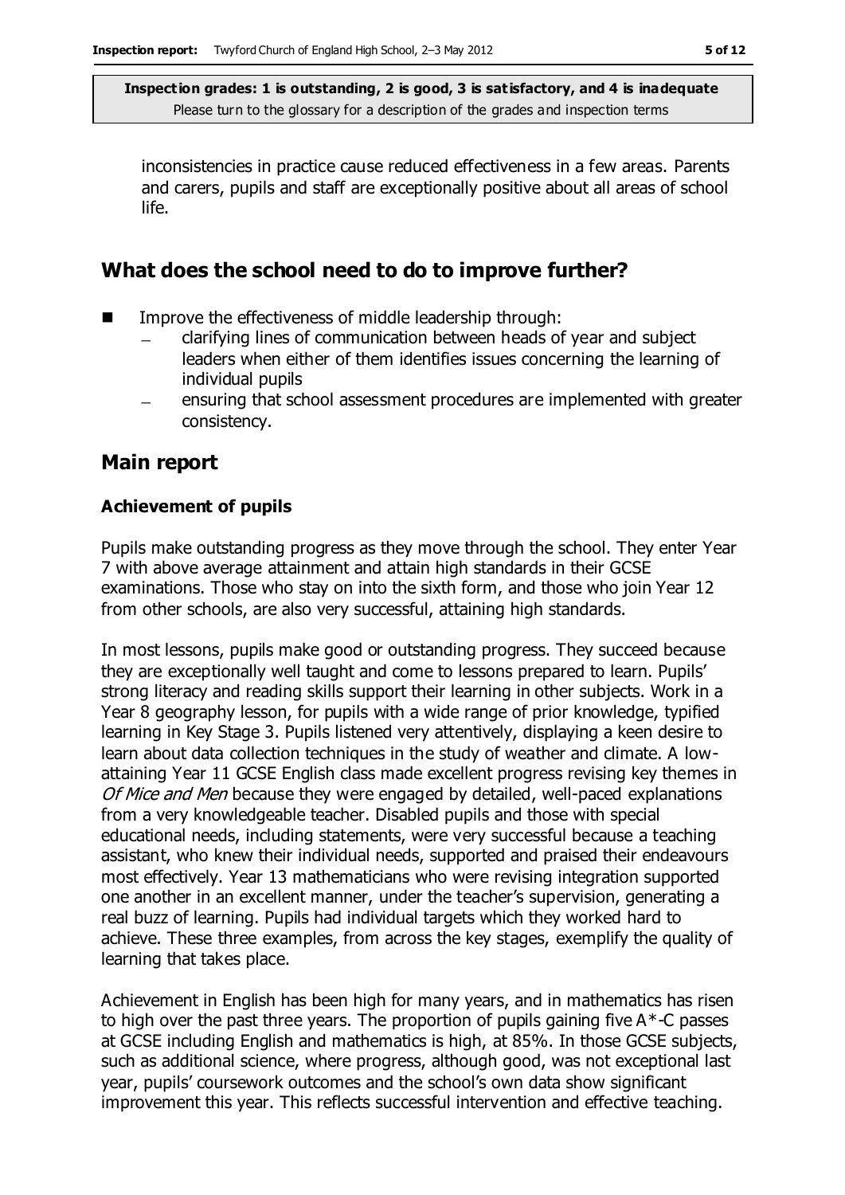inconsistencies in practice cause reduced effectiveness in a few areas. Parents and carers, pupils and staff are exceptionally positive about all areas of school life.

## What does the school need to do to improve further?

- Improve the effectiveness of middle leadership through:
  - clarifying lines of communication between heads of year and subject leaders when either of them identifies issues concerning the learning of individual pupils
  - ensuring that school assessment procedures are implemented with greater consistency.

## Main report

### Achievement of pupils

Pupils make outstanding progress as they move through the school. They enter Year 7 with above average attainment and attain high standards in their GCSE examinations. Those who stay on into the sixth form, and those who join Year 12 from other schools, are also very successful, attaining high standards.

In most lessons, pupils make good or outstanding progress. They succeed because they are exceptionally well taught and come to lessons prepared to learn. Pupils' strong literacy and reading skills support their learning in other subjects. Work in a Year 8 geography lesson, for pupils with a wide range of prior knowledge, typified learning in Key Stage 3. Pupils listened very attentively, displaying a keen desire to learn about data collection techniques in the study of weather and climate. A low-attaining Year 11 GCSE English class made excellent progress revising key themes in *Of Mice and Men* because they were engaged by detailed, well-paced explanations from a very knowledgeable teacher. Disabled pupils and those with special educational needs, including statements, were very successful because a teaching assistant, who knew their individual needs, supported and praised their endeavours most effectively. Year 13 mathematicians who were revising integration supported one another in an excellent manner, under the teacher's supervision, generating a real buzz of learning. Pupils had individual targets which they worked hard to achieve. These three examples, from across the key stages, exemplify the quality of learning that takes place.

Achievement in English has been high for many years, and in mathematics has risen to high over the past three years. The proportion of pupils gaining five A*-C passes at GCSE including English and mathematics is high, at 85%. In those GCSE subjects, such as additional science, where progress, although good, was not exceptional last year, pupils' coursework outcomes and the school's own data show significant improvement this year. This reflects successful intervention and effective teaching.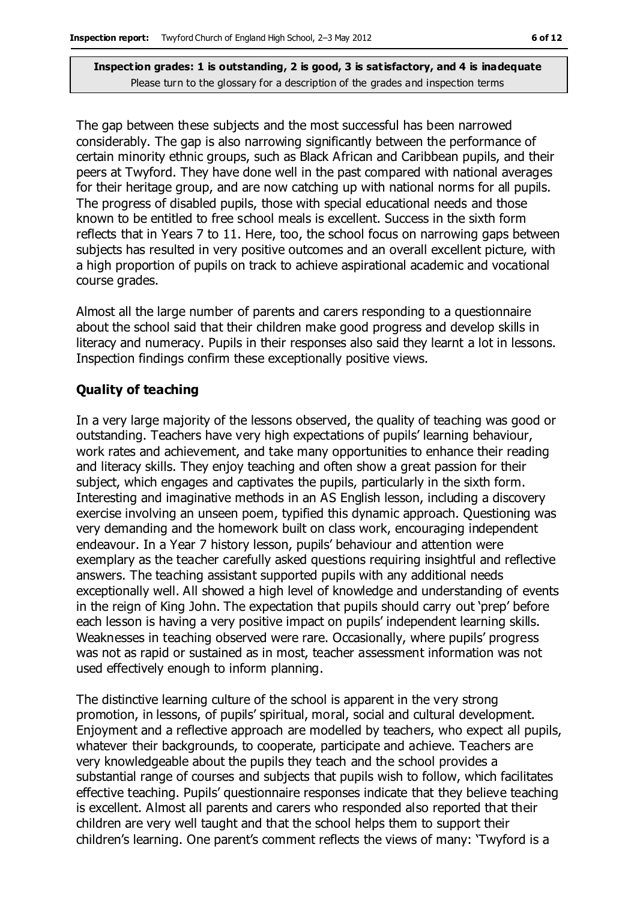The gap between these subjects and the most successful has been narrowed considerably. The gap is also narrowing significantly between the performance of certain minority ethnic groups, such as Black African and Caribbean pupils, and their peers at Twyford. They have done well in the past compared with national averages for their heritage group, and are now catching up with national norms for all pupils. The progress of disabled pupils, those with special educational needs and those known to be entitled to free school meals is excellent. Success in the sixth form reflects that in Years 7 to 11. Here, too, the school focus on narrowing gaps between subjects has resulted in very positive outcomes and an overall excellent picture, with a high proportion of pupils on track to achieve aspirational academic and vocational course grades.

Almost all the large number of parents and carers responding to a questionnaire about the school said that their children make good progress and develop skills in literacy and numeracy. Pupils in their responses also said they learnt a lot in lessons. Inspection findings confirm these exceptionally positive views.

### Quality of teaching

In a very large majority of the lessons observed, the quality of teaching was good or outstanding. Teachers have very high expectations of pupils' learning behaviour, work rates and achievement, and take many opportunities to enhance their reading and literacy skills. They enjoy teaching and often show a great passion for their subject, which engages and captivates the pupils, particularly in the sixth form. Interesting and imaginative methods in an AS English lesson, including a discovery exercise involving an unseen poem, typified this dynamic approach. Questioning was very demanding and the homework built on class work, encouraging independent endeavour. In a Year 7 history lesson, pupils' behaviour and attention were exemplary as the teacher carefully asked questions requiring insightful and reflective answers. The teaching assistant supported pupils with any additional needs exceptionally well. All showed a high level of knowledge and understanding of events in the reign of King John. The expectation that pupils should carry out 'prep' before each lesson is having a very positive impact on pupils' independent learning skills. Weaknesses in teaching observed were rare. Occasionally, where pupils' progress was not as rapid or sustained as in most, teacher assessment information was not used effectively enough to inform planning.

The distinctive learning culture of the school is apparent in the very strong promotion, in lessons, of pupils' spiritual, moral, social and cultural development. Enjoyment and a reflective approach are modelled by teachers, who expect all pupils, whatever their backgrounds, to cooperate, participate and achieve. Teachers are very knowledgeable about the pupils they teach and the school provides a substantial range of courses and subjects that pupils wish to follow, which facilitates effective teaching. Pupils' questionnaire responses indicate that they believe teaching is excellent. Almost all parents and carers who responded also reported that their children are very well taught and that the school helps them to support their children's learning. One parent's comment reflects the views of many: 'Twyford is a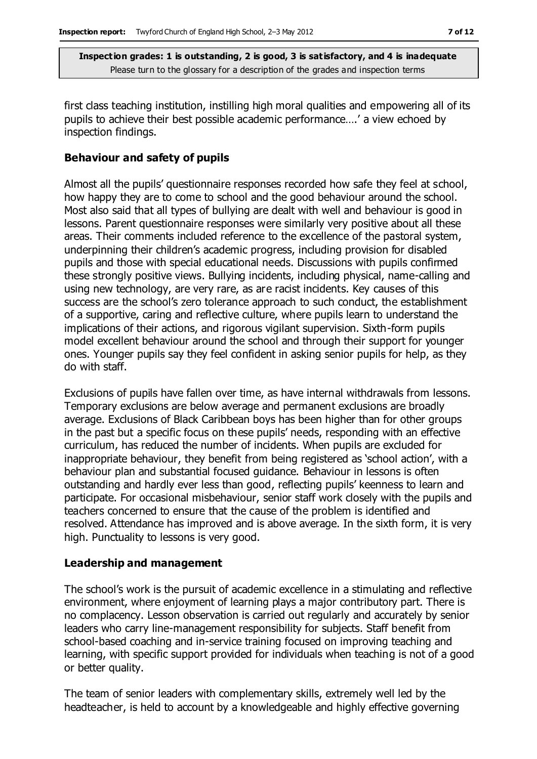first class teaching institution, instilling high moral qualities and empowering all of its pupils to achieve their best possible academic performance….' a view echoed by inspection findings.

### Behaviour and safety of pupils

Almost all the pupils' questionnaire responses recorded how safe they feel at school, how happy they are to come to school and the good behaviour around the school. Most also said that all types of bullying are dealt with well and behaviour is good in lessons. Parent questionnaire responses were similarly very positive about all these areas. Their comments included reference to the excellence of the pastoral system, underpinning their children's academic progress, including provision for disabled pupils and those with special educational needs. Discussions with pupils confirmed these strongly positive views. Bullying incidents, including physical, name-calling and using new technology, are very rare, as are racist incidents. Key causes of this success are the school's zero tolerance approach to such conduct, the establishment of a supportive, caring and reflective culture, where pupils learn to understand the implications of their actions, and rigorous vigilant supervision. Sixth-form pupils model excellent behaviour around the school and through their support for younger ones. Younger pupils say they feel confident in asking senior pupils for help, as they do with staff.

Exclusions of pupils have fallen over time, as have internal withdrawals from lessons. Temporary exclusions are below average and permanent exclusions are broadly average. Exclusions of Black Caribbean boys has been higher than for other groups in the past but a specific focus on these pupils' needs, responding with an effective curriculum, has reduced the number of incidents. When pupils are excluded for inappropriate behaviour, they benefit from being registered as 'school action', with a behaviour plan and substantial focused guidance. Behaviour in lessons is often outstanding and hardly ever less than good, reflecting pupils' keenness to learn and participate. For occasional misbehaviour, senior staff work closely with the pupils and teachers concerned to ensure that the cause of the problem is identified and resolved. Attendance has improved and is above average. In the sixth form, it is very high. Punctuality to lessons is very good.

### Leadership and management

The school's work is the pursuit of academic excellence in a stimulating and reflective environment, where enjoyment of learning plays a major contributory part. There is no complacency. Lesson observation is carried out regularly and accurately by senior leaders who carry line-management responsibility for subjects. Staff benefit from school-based coaching and in-service training focused on improving teaching and learning, with specific support provided for individuals when teaching is not of a good or better quality.

The team of senior leaders with complementary skills, extremely well led by the headteacher, is held to account by a knowledgeable and highly effective governing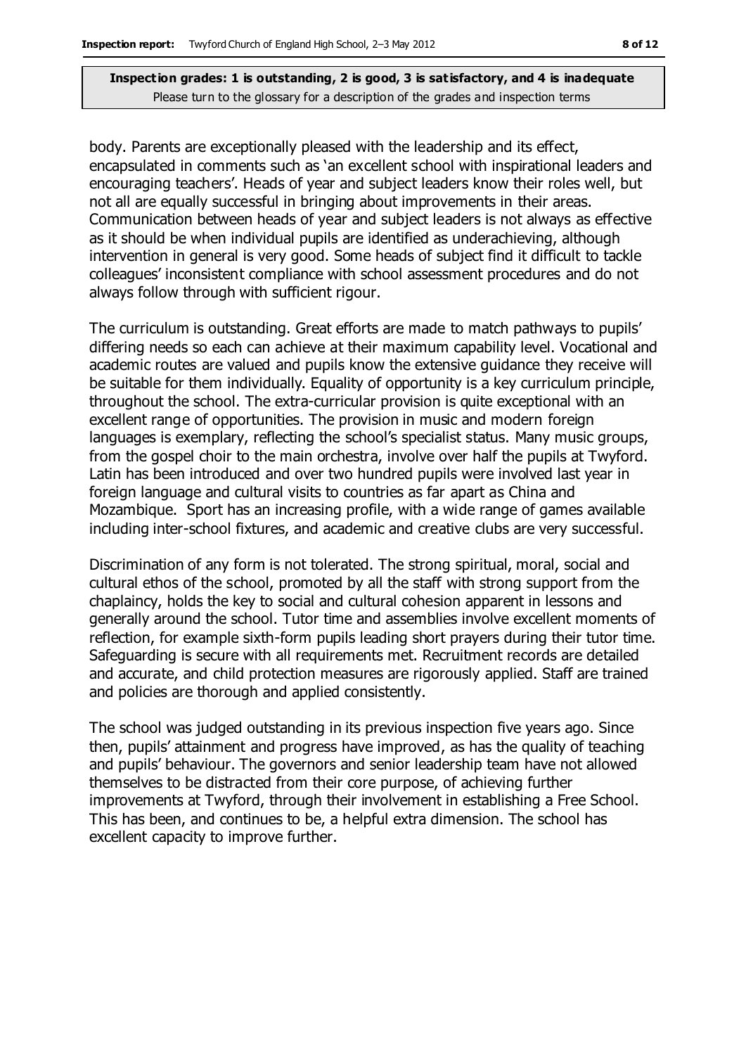**Inspection grades: 1 is outstanding, 2 is good, 3 is satisfactory, and 4 is inadequate**
Please turn to the glossary for a description of the grades and inspection terms

body. Parents are exceptionally pleased with the leadership and its effect, encapsulated in comments such as 'an excellent school with inspirational leaders and encouraging teachers'. Heads of year and subject leaders know their roles well, but not all are equally successful in bringing about improvements in their areas. Communication between heads of year and subject leaders is not always as effective as it should be when individual pupils are identified as underachieving, although intervention in general is very good. Some heads of subject find it difficult to tackle colleagues' inconsistent compliance with school assessment procedures and do not always follow through with sufficient rigour.

The curriculum is outstanding. Great efforts are made to match pathways to pupils' differing needs so each can achieve at their maximum capability level. Vocational and academic routes are valued and pupils know the extensive guidance they receive will be suitable for them individually. Equality of opportunity is a key curriculum principle, throughout the school. The extra-curricular provision is quite exceptional with an excellent range of opportunities. The provision in music and modern foreign languages is exemplary, reflecting the school's specialist status. Many music groups, from the gospel choir to the main orchestra, involve over half the pupils at Twyford. Latin has been introduced and over two hundred pupils were involved last year in foreign language and cultural visits to countries as far apart as China and Mozambique. Sport has an increasing profile, with a wide range of games available including inter-school fixtures, and academic and creative clubs are very successful.

Discrimination of any form is not tolerated. The strong spiritual, moral, social and cultural ethos of the school, promoted by all the staff with strong support from the chaplaincy, holds the key to social and cultural cohesion apparent in lessons and generally around the school. Tutor time and assemblies involve excellent moments of reflection, for example sixth-form pupils leading short prayers during their tutor time. Safeguarding is secure with all requirements met. Recruitment records are detailed and accurate, and child protection measures are rigorously applied. Staff are trained and policies are thorough and applied consistently.

The school was judged outstanding in its previous inspection five years ago. Since then, pupils' attainment and progress have improved, as has the quality of teaching and pupils' behaviour. The governors and senior leadership team have not allowed themselves to be distracted from their core purpose, of achieving further improvements at Twyford, through their involvement in establishing a Free School. This has been, and continues to be, a helpful extra dimension. The school has excellent capacity to improve further.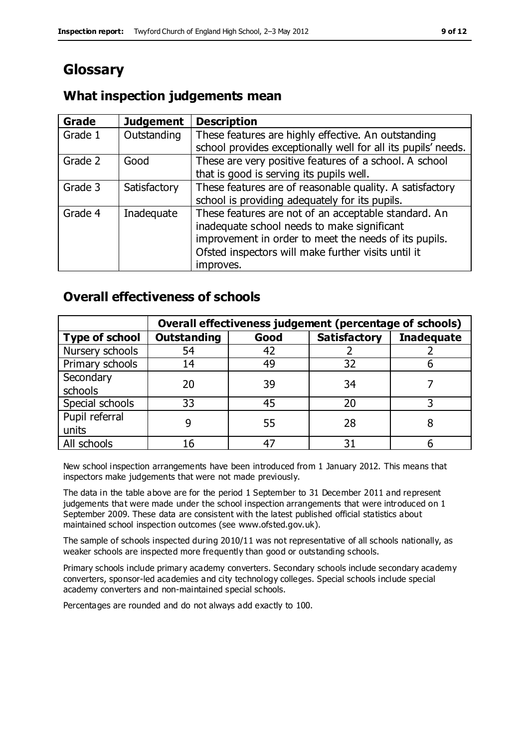# Glossary

## What inspection judgements mean

| Grade | Judgement | Description |
| --- | --- | --- |
| Grade 1 | Outstanding | These features are highly effective. An outstanding school provides exceptionally well for all its pupils' needs. |
| Grade 2 | Good | These are very positive features of a school. A school that is good is serving its pupils well. |
| Grade 3 | Satisfactory | These features are of reasonable quality. A satisfactory school is providing adequately for its pupils. |
| Grade 4 | Inadequate | These features are not of an acceptable standard. An inadequate school needs to make significant improvement in order to meet the needs of its pupils. Ofsted inspectors will make further visits until it improves. |

## Overall effectiveness of schools

| | Overall effectiveness judgement (percentage of schools) | | | |
| --- | --- | --- | --- | --- |
| **Type of school** | **Outstanding** | **Good** | **Satisfactory** | **Inadequate** |
| Nursery schools | 54 | 42 | 2 | 2 |
| Primary schools | 14 | 49 | 32 | 6 |
| Secondary schools | 20 | 39 | 34 | 7 |
| Special schools | 33 | 45 | 20 | 3 |
| Pupil referral units | 9 | 55 | 28 | 8 |
| All schools | 16 | 47 | 31 | 6 |

New school inspection arrangements have been introduced from 1 January 2012. This means that inspectors make judgements that were not made previously.

The data in the table above are for the period 1 September to 31 December 2011 and represent judgements that were made under the school inspection arrangements that were introduced on 1 September 2009. These data are consistent with the latest published official statistics about maintained school inspection outcomes (see www.ofsted.gov.uk).

The sample of schools inspected during 2010/11 was not representative of all schools nationally, as weaker schools are inspected more frequently than good or outstanding schools.

Primary schools include primary academy converters. Secondary schools include secondary academy converters, sponsor-led academies and city technology colleges. Special schools include special academy converters and non-maintained special schools.

Percentages are rounded and do not always add exactly to 100.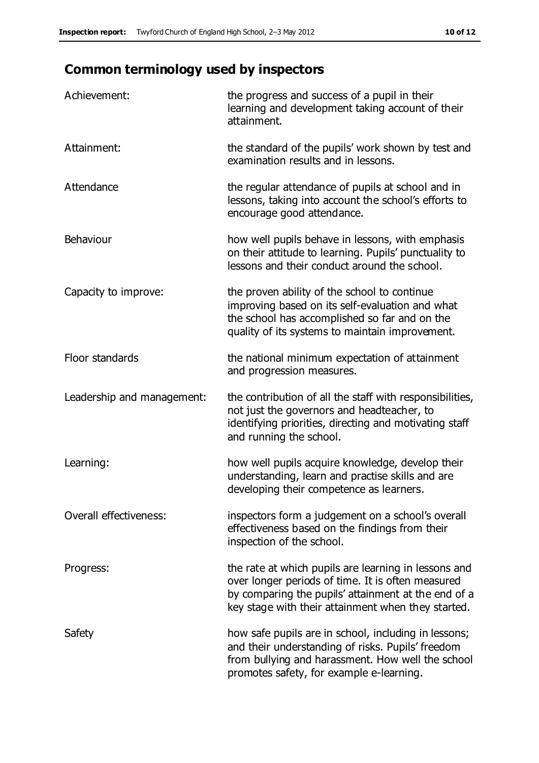## Common terminology used by inspectors

| | |
|---|---|
| Achievement: | the progress and success of a pupil in their learning and development taking account of their attainment. |
| Attainment: | the standard of the pupils' work shown by test and examination results and in lessons. |
| Attendance | the regular attendance of pupils at school and in lessons, taking into account the school's efforts to encourage good attendance. |
| Behaviour | how well pupils behave in lessons, with emphasis on their attitude to learning. Pupils' punctuality to lessons and their conduct around the school. |
| Capacity to improve: | the proven ability of the school to continue improving based on its self-evaluation and what the school has accomplished so far and on the quality of its systems to maintain improvement. |
| Floor standards | the national minimum expectation of attainment and progression measures. |
| Leadership and management: | the contribution of all the staff with responsibilities, not just the governors and headteacher, to identifying priorities, directing and motivating staff and running the school. |
| Learning: | how well pupils acquire knowledge, develop their understanding, learn and practise skills and are developing their competence as learners. |
| Overall effectiveness: | inspectors form a judgement on a school's overall effectiveness based on the findings from their inspection of the school. |
| Progress: | the rate at which pupils are learning in lessons and over longer periods of time. It is often measured by comparing the pupils' attainment at the end of a key stage with their attainment when they started. |
| Safety | how safe pupils are in school, including in lessons; and their understanding of risks. Pupils' freedom from bullying and harassment. How well the school promotes safety, for example e-learning. |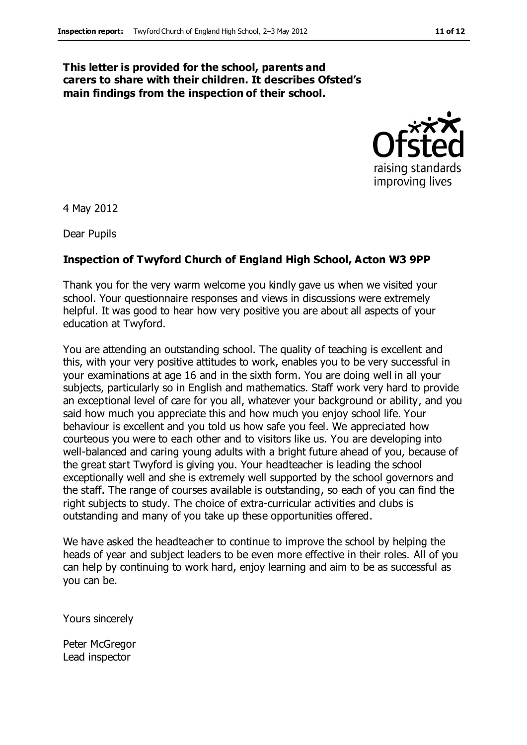**This letter is provided for the school, parents and carers to share with their children. It describes Ofsted's main findings from the inspection of their school.**

4 May 2012

Dear Pupils

**Inspection of Twyford Church of England High School, Acton W3 9PP**

Thank you for the very warm welcome you kindly gave us when we visited your school. Your questionnaire responses and views in discussions were extremely helpful. It was good to hear how very positive you are about all aspects of your education at Twyford.

You are attending an outstanding school. The quality of teaching is excellent and this, with your very positive attitudes to work, enables you to be very successful in your examinations at age 16 and in the sixth form. You are doing well in all your subjects, particularly so in English and mathematics. Staff work very hard to provide an exceptional level of care for you all, whatever your background or ability, and you said how much you appreciate this and how much you enjoy school life. Your behaviour is excellent and you told us how safe you feel. We appreciated how courteous you were to each other and to visitors like us. You are developing into well-balanced and caring young adults with a bright future ahead of you, because of the great start Twyford is giving you. Your headteacher is leading the school exceptionally well and she is extremely well supported by the school governors and the staff. The range of courses available is outstanding, so each of you can find the right subjects to study. The choice of extra-curricular activities and clubs is outstanding and many of you take up these opportunities offered.

We have asked the headteacher to continue to improve the school by helping the heads of year and subject leaders to be even more effective in their roles. All of you can help by continuing to work hard, enjoy learning and aim to be as successful as you can be.

Yours sincerely

Peter McGregor
Lead inspector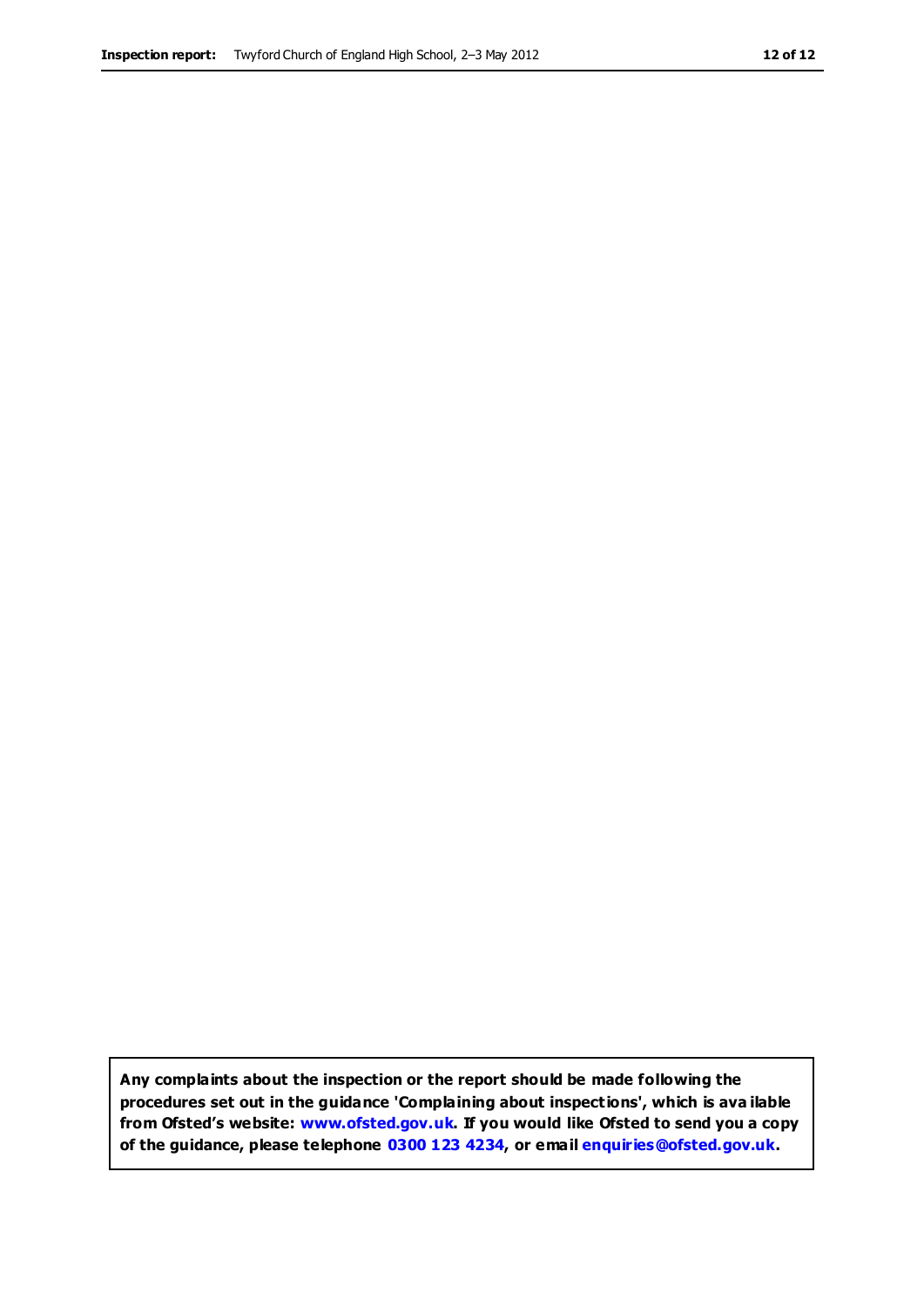**Any complaints about the inspection or the report should be made following the procedures set out in the guidance 'Complaining about inspections', which is available from Ofsted's website: www.ofsted.gov.uk. If you would like Ofsted to send you a copy of the guidance, please telephone 0300 123 4234, or email enquiries@ofsted.gov.uk.**